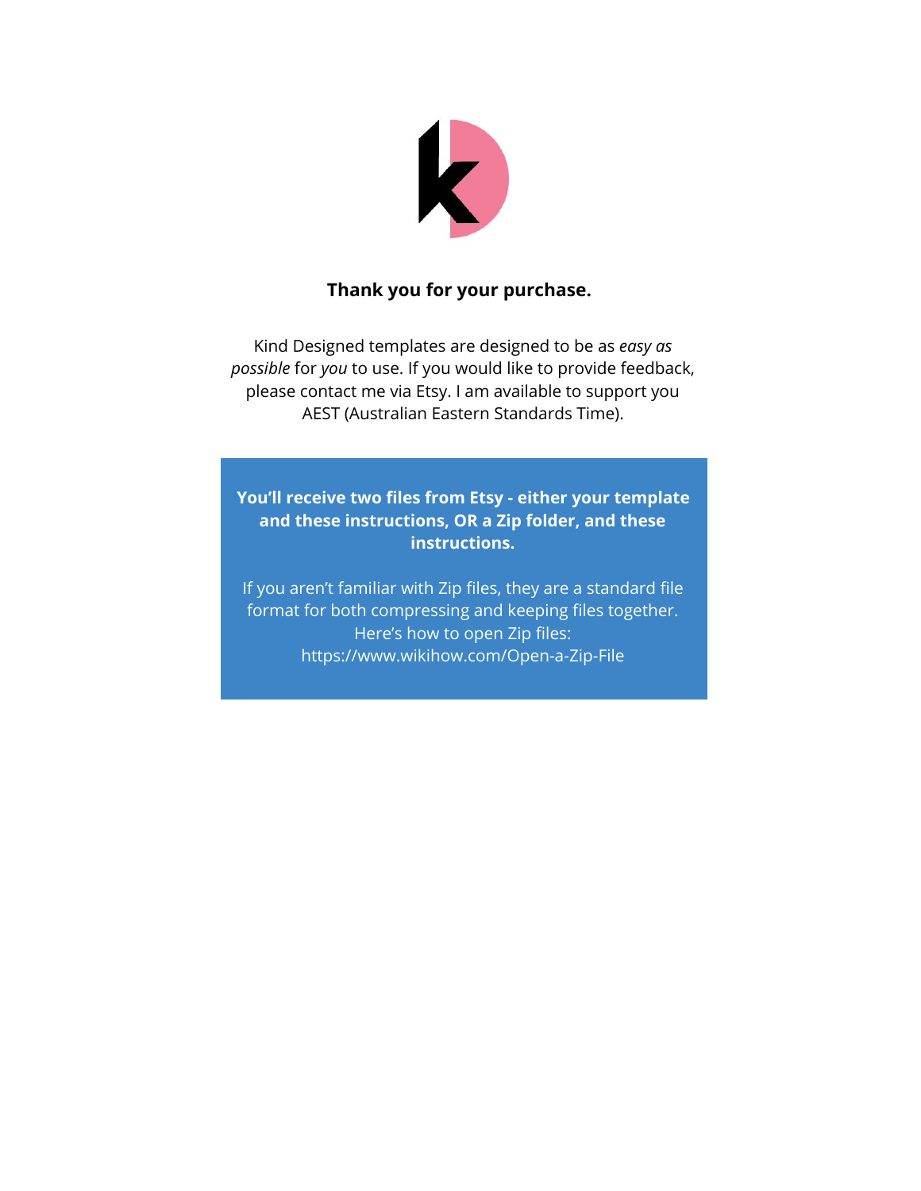**Thank you for your purchase.**

Kind Designed templates are designed to be as *easy as possible* for *you* to use. If you would like to provide feedback, please contact me via Etsy. I am available to support you AEST (Australian Eastern Standards Time).

**You'll receive two files from Etsy - either your template and these instructions, OR a Zip folder, and these instructions.**

If you aren't familiar with Zip files, they are a standard file format for both compressing and keeping files together. Here's how to open Zip files: https://www.wikihow.com/Open-a-Zip-File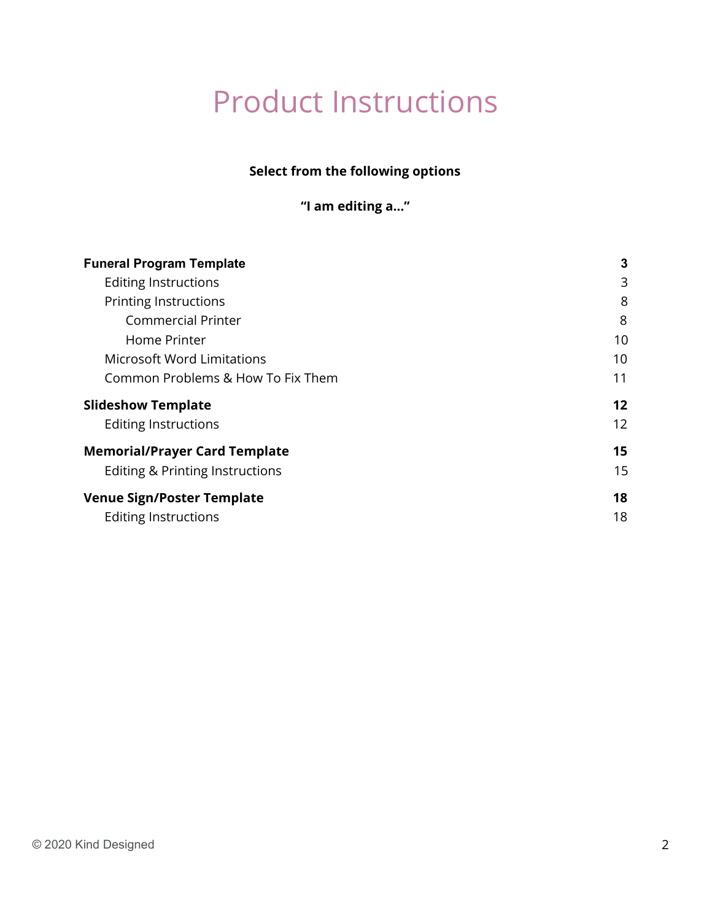# Product Instructions

**Select from the following options**

**"I am editing a..."**

| | |
|---|---|
| **Funeral Program Template** | **3** |
| Editing Instructions | 3 |
| Printing Instructions | 8 |
| Commercial Printer | 8 |
| Home Printer | 10 |
| Microsoft Word Limitations | 10 |
| Common Problems & How To Fix Them | 11 |
| **Slideshow Template** | **12** |
| Editing Instructions | 12 |
| **Memorial/Prayer Card Template** | **15** |
| Editing & Printing Instructions | 15 |
| **Venue Sign/Poster Template** | **18** |
| Editing Instructions | 18 |

© 2020 Kind Designed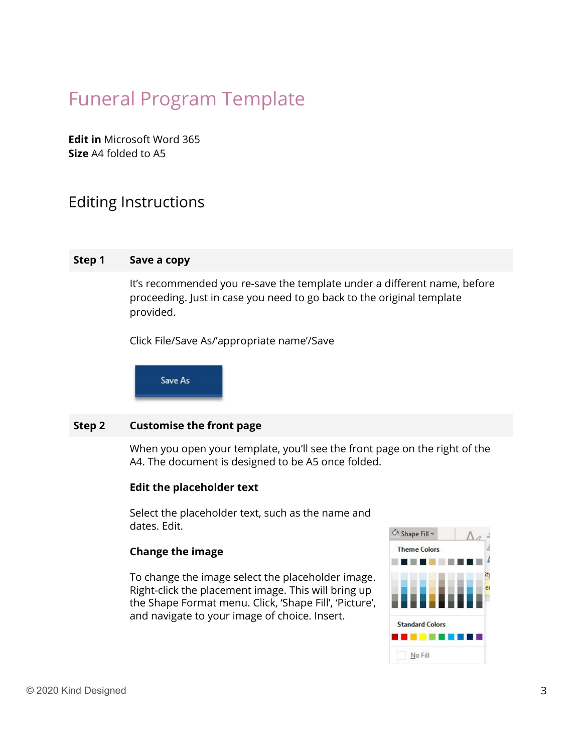# Funeral Program Template

**Edit in** Microsoft Word 365
**Size** A4 folded to A5

## Editing Instructions

| **Step 1** | **Save a copy** |
|---|---|
| | It's recommended you re-save the template under a different name, before proceeding. Just in case you need to go back to the original template provided.<br><br>Click File/Save As/'appropriate name'/Save |

| **Step 2** | **Customise the front page** |
|---|---|
| | When you open your template, you'll see the front page on the right of the A4. The document is designed to be A5 once folded.<br><br>**Edit the placeholder text**<br><br>Select the placeholder text, such as the name and dates. Edit.<br><br>**Change the image**<br><br>To change the image select the placeholder image. Right-click the placement image. This will bring up the Shape Format menu. Click, 'Shape Fill', 'Picture', and navigate to your image of choice. Insert. |

© 2020 Kind Designed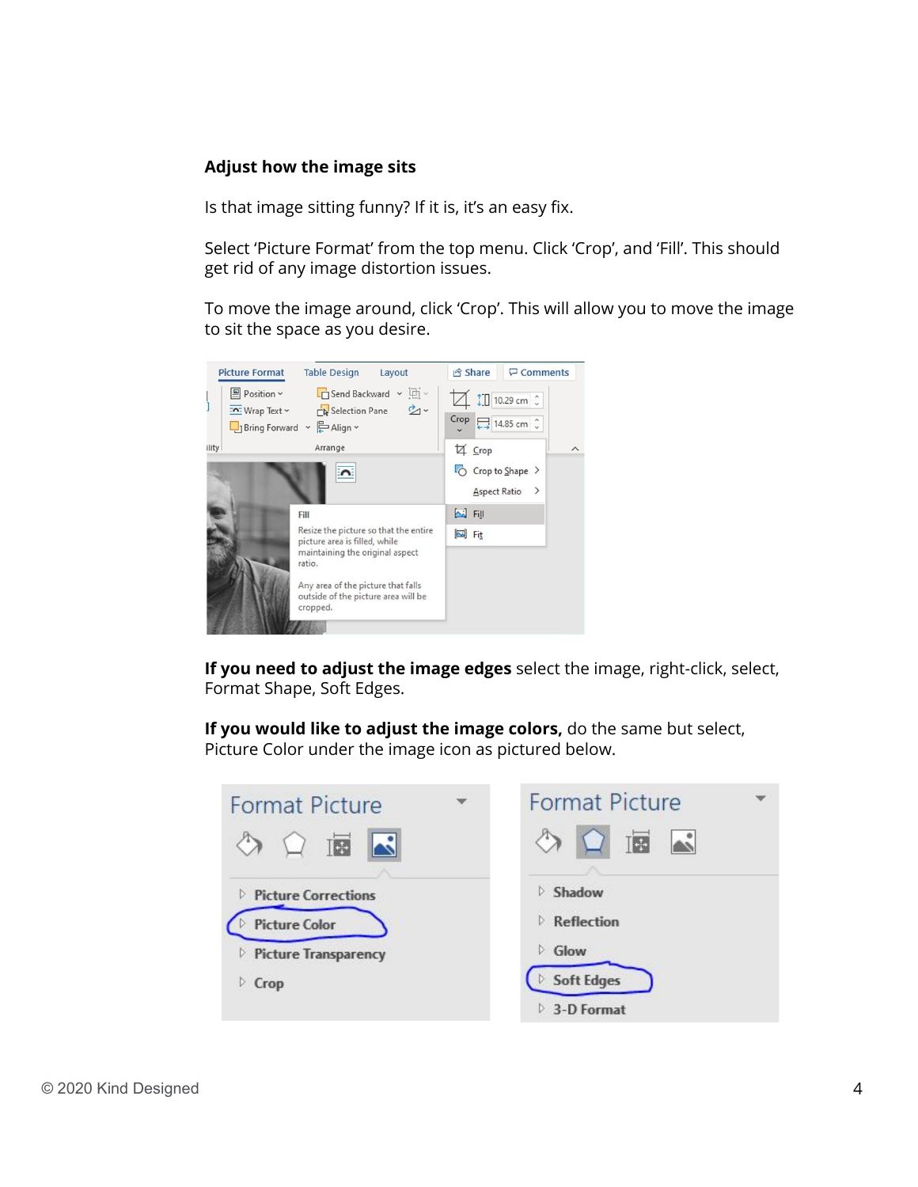**Adjust how the image sits**

Is that image sitting funny? If it is, it's an easy fix.

Select 'Picture Format' from the top menu. Click 'Crop', and 'Fill'. This should get rid of any image distortion issues.

To move the image around, click 'Crop'. This will allow you to move the image to sit the space as you desire.

**If you need to adjust the image edges** select the image, right-click, select, Format Shape, Soft Edges.

**If you would like to adjust the image colors,** do the same but select, Picture Color under the image icon as pictured below.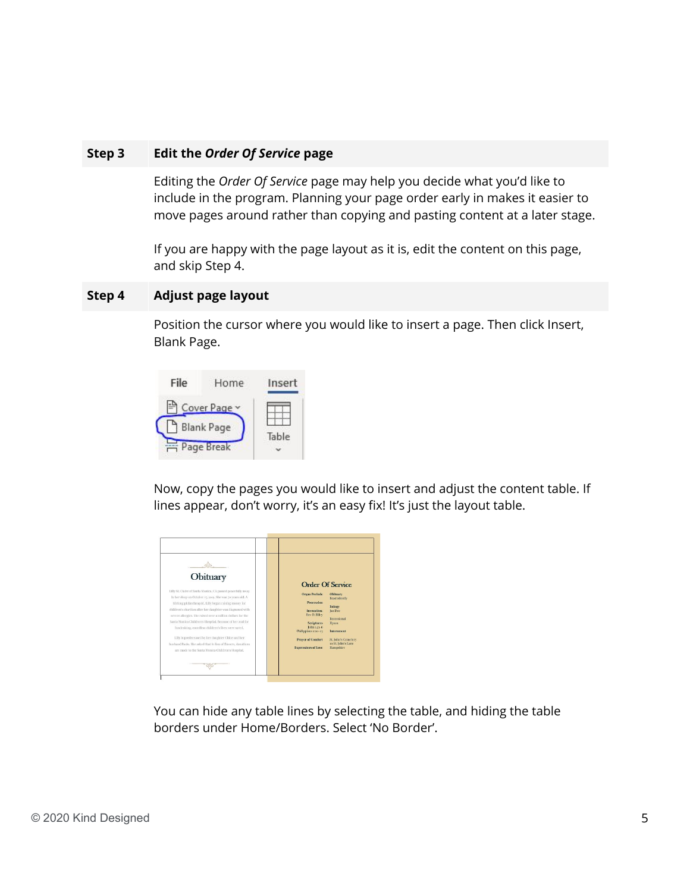## Step 3 — Edit the *Order Of Service* page

Editing the *Order Of Service* page may help you decide what you'd like to include in the program. Planning your page order early in makes it easier to move pages around rather than copying and pasting content at a later stage.

If you are happy with the page layout as it is, edit the content on this page, and skip Step 4.

## Step 4 — Adjust page layout

Position the cursor where you would like to insert a page. Then click Insert, Blank Page.

Now, copy the pages you would like to insert and adjust the content table. If lines appear, don't worry, it's an easy fix! It's just the layout table.

You can hide any table lines by selecting the table, and hiding the table borders under Home/Borders. Select 'No Border'.

© 2020 Kind Designed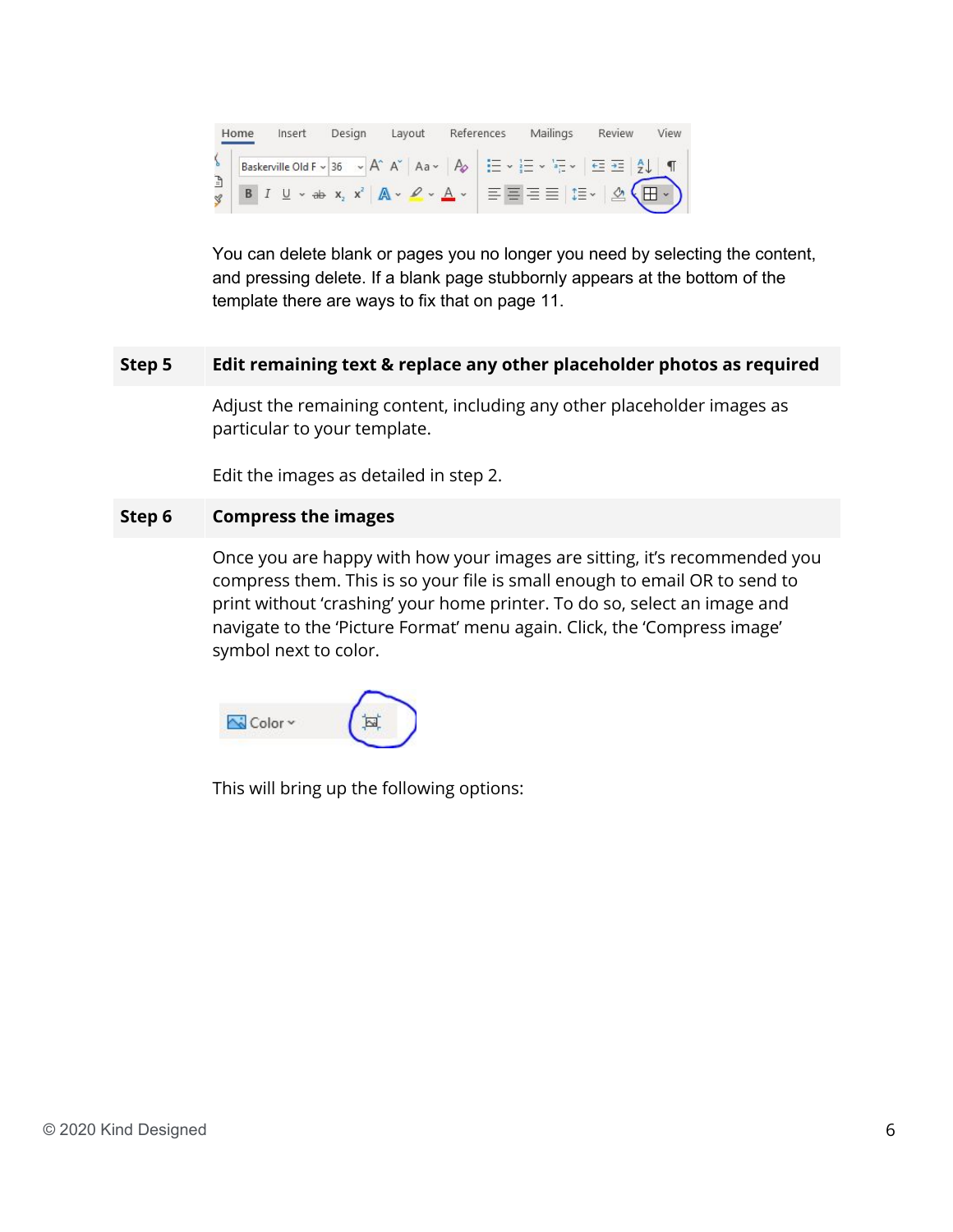You can delete blank or pages you no longer you need by selecting the content, and pressing delete. If a blank page stubbornly appears at the bottom of the template there are ways to fix that on page 11.

| Step 5 | Edit remaining text & replace any other placeholder photos as required |
|---|---|

Adjust the remaining content, including any other placeholder images as particular to your template.

Edit the images as detailed in step 2.

| Step 6 | Compress the images |
|---|---|

Once you are happy with how your images are sitting, it's recommended you compress them. This is so your file is small enough to email OR to send to print without 'crashing' your home printer. To do so, select an image and navigate to the 'Picture Format' menu again. Click, the 'Compress image' symbol next to color.

This will bring up the following options: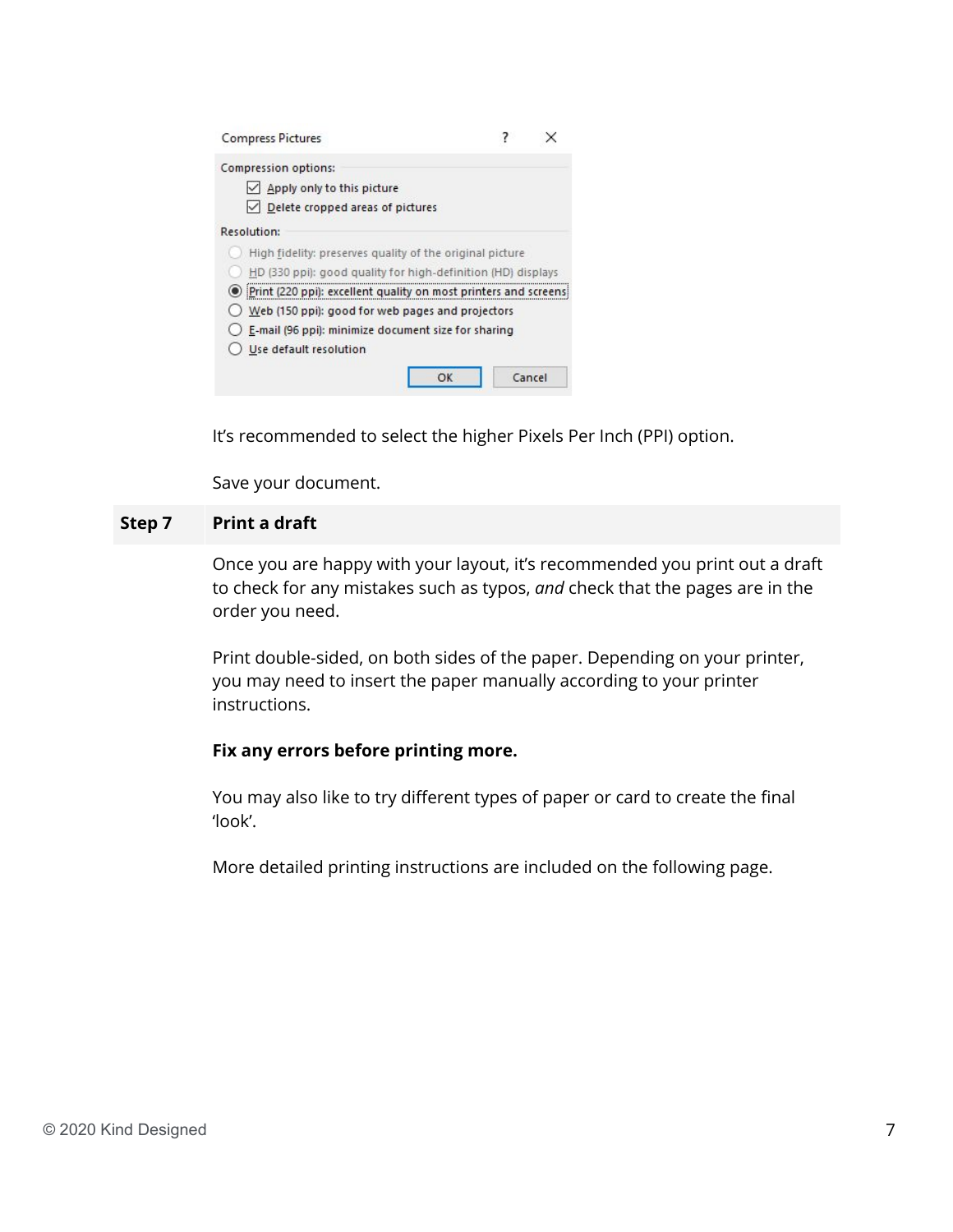It’s recommended to select the higher Pixels Per Inch (PPI) option.

Save your document.

### Step 7 Print a draft

Once you are happy with your layout, it’s recommended you print out a draft to check for any mistakes such as typos, *and* check that the pages are in the order you need.

Print double-sided, on both sides of the paper. Depending on your printer, you may need to insert the paper manually according to your printer instructions.

**Fix any errors before printing more.**

You may also like to try different types of paper or card to create the final ‘look’.

More detailed printing instructions are included on the following page.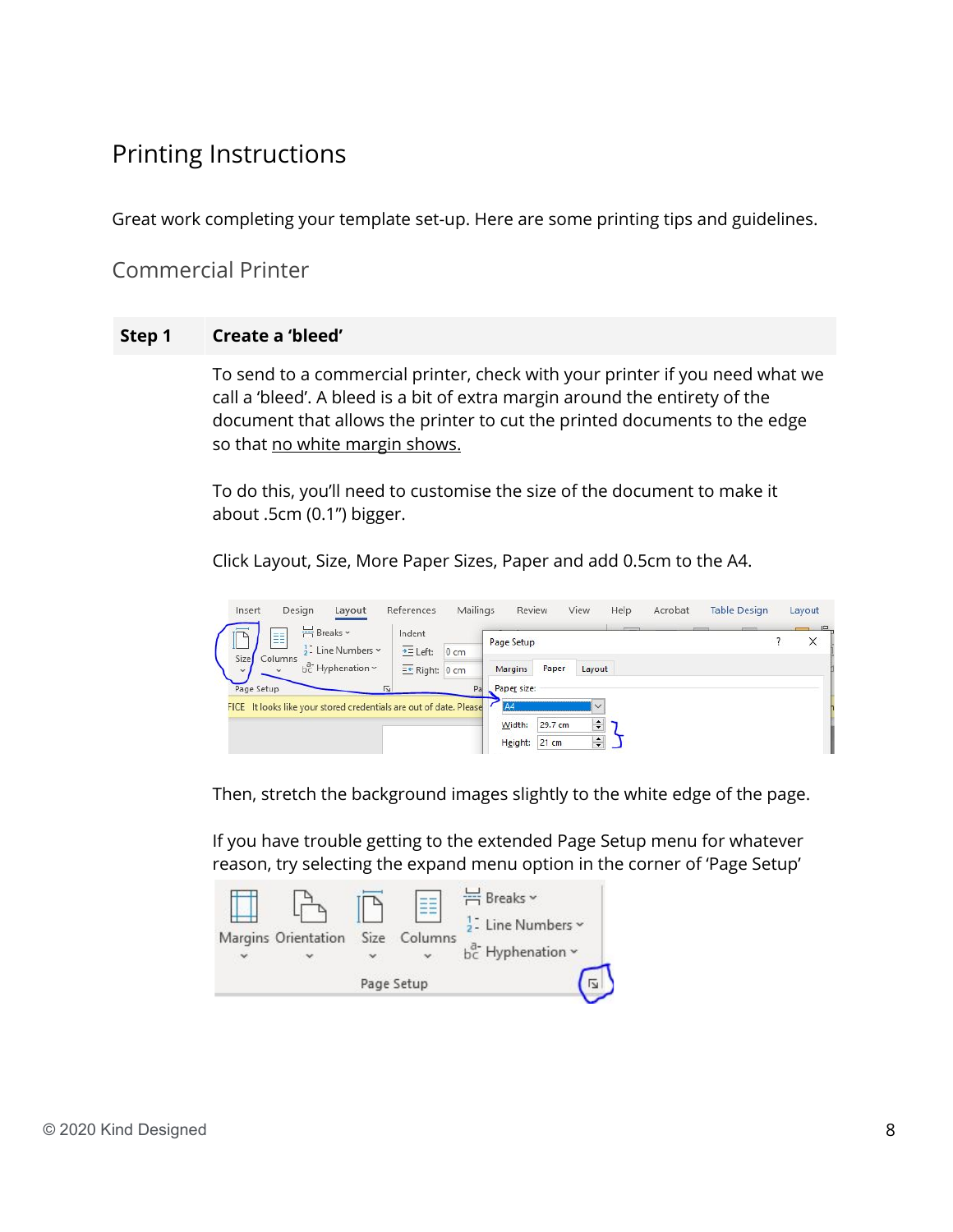# Printing Instructions

Great work completing your template set-up. Here are some printing tips and guidelines.

## Commercial Printer

| **Step 1** | **Create a 'bleed'** |
|---|---|
| | To send to a commercial printer, check with your printer if you need what we call a 'bleed'. A bleed is a bit of extra margin around the entirety of the document that allows the printer to cut the printed documents to the edge so that <u>no white margin shows.</u><br><br>To do this, you'll need to customise the size of the document to make it about .5cm (0.1") bigger.<br><br>Click Layout, Size, More Paper Sizes, Paper and add 0.5cm to the A4.<br><br>Then, stretch the background images slightly to the white edge of the page.<br><br>If you have trouble getting to the extended Page Setup menu for whatever reason, try selecting the expand menu option in the corner of 'Page Setup' |

© 2020 Kind Designed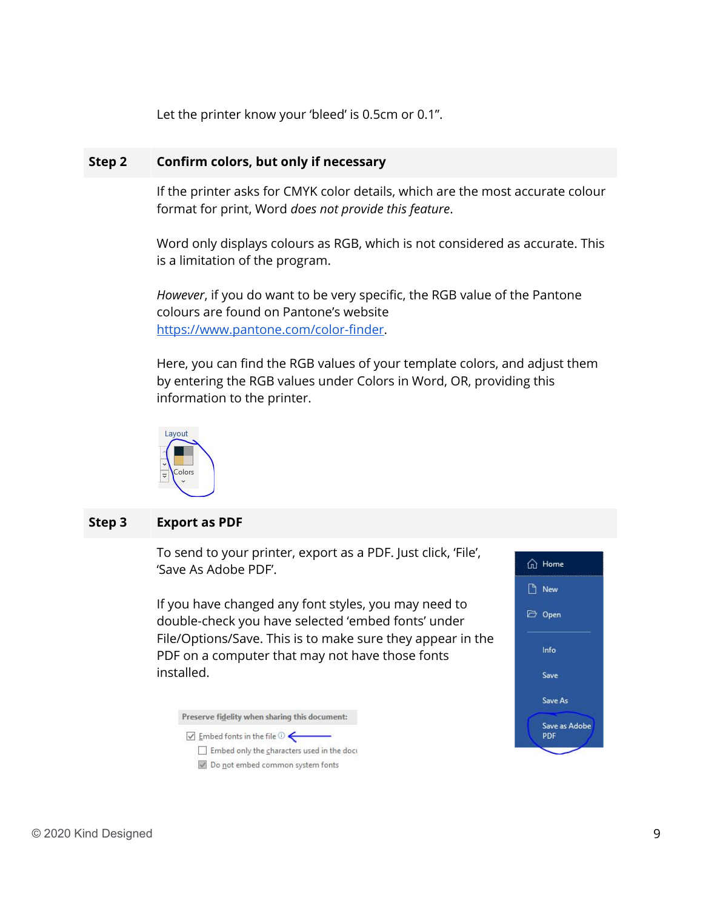Let the printer know your 'bleed' is 0.5cm or 0.1".

## Step 2 Confirm colors, but only if necessary

If the printer asks for CMYK color details, which are the most accurate colour format for print, Word *does not provide this feature*.

Word only displays colours as RGB, which is not considered as accurate. This is a limitation of the program.

*However*, if you do want to be very specific, the RGB value of the Pantone colours are found on Pantone's website [https://www.pantone.com/color-finder](https://www.pantone.com/color-finder).

Here, you can find the RGB values of your template colors, and adjust them by entering the RGB values under Colors in Word, OR, providing this information to the printer.

## Step 3 Export as PDF

To send to your printer, export as a PDF. Just click, 'File', 'Save As Adobe PDF'.

If you have changed any font styles, you may need to double-check you have selected 'embed fonts' under File/Options/Save. This is to make sure they appear in the PDF on a computer that may not have those fonts installed.

© 2020 Kind Designed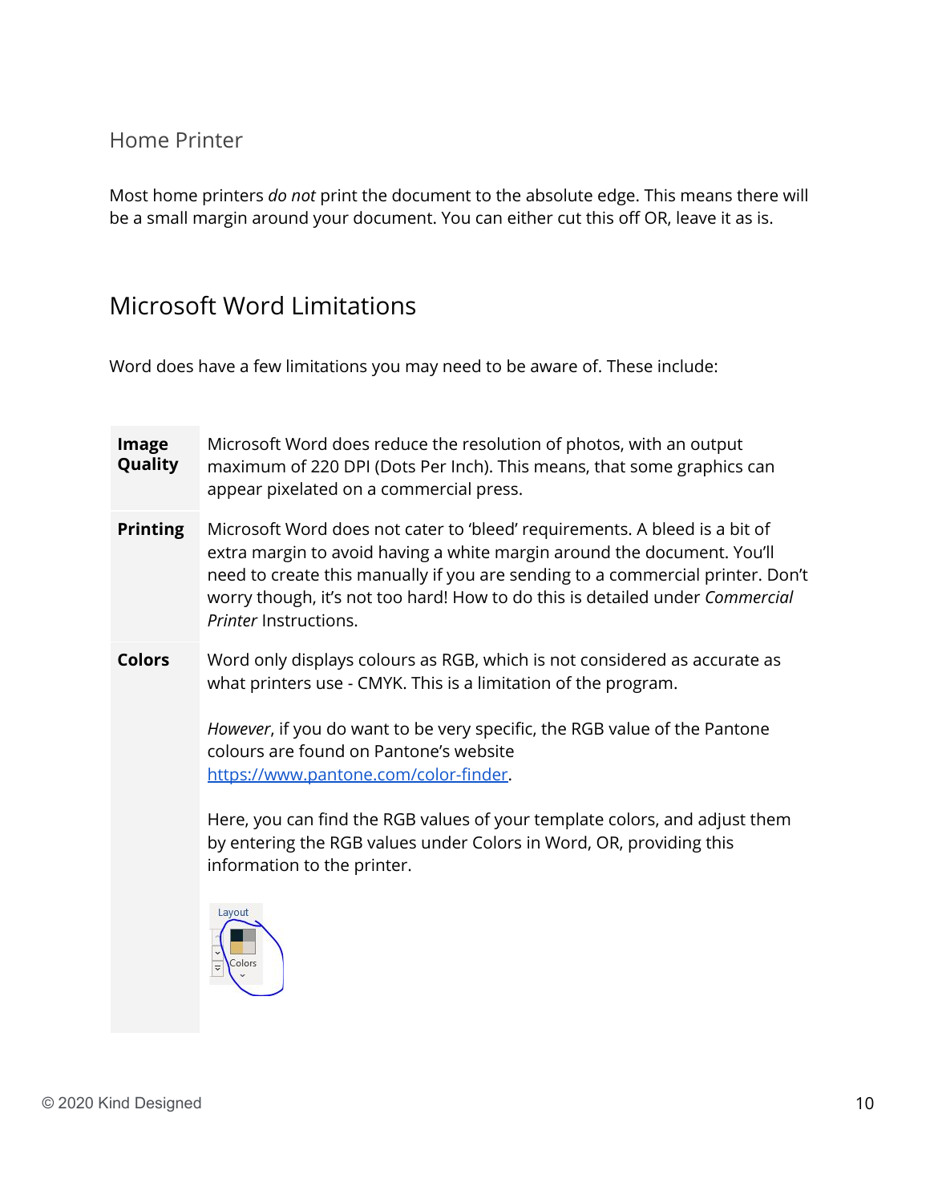### Home Printer

Most home printers *do not* print the document to the absolute edge. This means there will be a small margin around your document. You can either cut this off OR, leave it as is.

## Microsoft Word Limitations

Word does have a few limitations you may need to be aware of. These include:

| | |
|---|---|
| **Image Quality** | Microsoft Word does reduce the resolution of photos, with an output maximum of 220 DPI (Dots Per Inch). This means, that some graphics can appear pixelated on a commercial press. |
| **Printing** | Microsoft Word does not cater to 'bleed' requirements. A bleed is a bit of extra margin to avoid having a white margin around the document. You'll need to create this manually if you are sending to a commercial printer. Don't worry though, it's not too hard! How to do this is detailed under *Commercial Printer* Instructions. |
| **Colors** | Word only displays colours as RGB, which is not considered as accurate as what printers use - CMYK. This is a limitation of the program.<br><br>*However*, if you do want to be very specific, the RGB value of the Pantone colours are found on Pantone's website [https://www.pantone.com/color-finder](https://www.pantone.com/color-finder).<br><br>Here, you can find the RGB values of your template colors, and adjust them by entering the RGB values under Colors in Word, OR, providing this information to the printer. |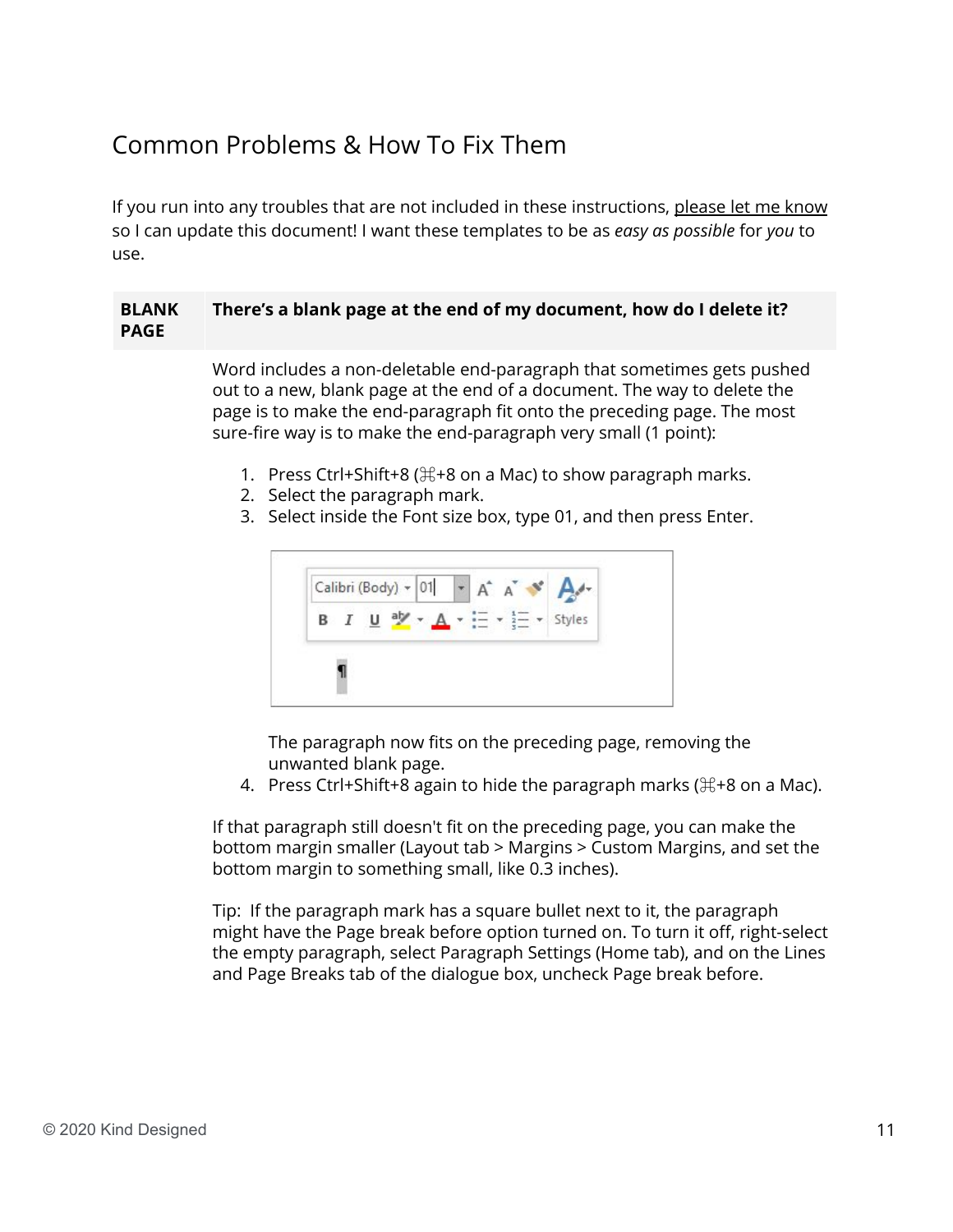## Common Problems & How To Fix Them

If you run into any troubles that are not included in these instructions, please let me know so I can update this document! I want these templates to be as *easy as possible* for *you* to use.

| **BLANK PAGE** | **There's a blank page at the end of my document, how do I delete it?** |
|---|---|

Word includes a non-deletable end-paragraph that sometimes gets pushed out to a new, blank page at the end of a document. The way to delete the page is to make the end-paragraph fit onto the preceding page. The most sure-fire way is to make the end-paragraph very small (1 point):

1. Press Ctrl+Shift+8 (⌘+8 on a Mac) to show paragraph marks.
2. Select the paragraph mark.
3. Select inside the Font size box, type 01, and then press Enter.

   The paragraph now fits on the preceding page, removing the unwanted blank page.
4. Press Ctrl+Shift+8 again to hide the paragraph marks (⌘+8 on a Mac).

If that paragraph still doesn't fit on the preceding page, you can make the bottom margin smaller (Layout tab > Margins > Custom Margins, and set the bottom margin to something small, like 0.3 inches).

Tip: If the paragraph mark has a square bullet next to it, the paragraph might have the Page break before option turned on. To turn it off, right-select the empty paragraph, select Paragraph Settings (Home tab), and on the Lines and Page Breaks tab of the dialogue box, uncheck Page break before.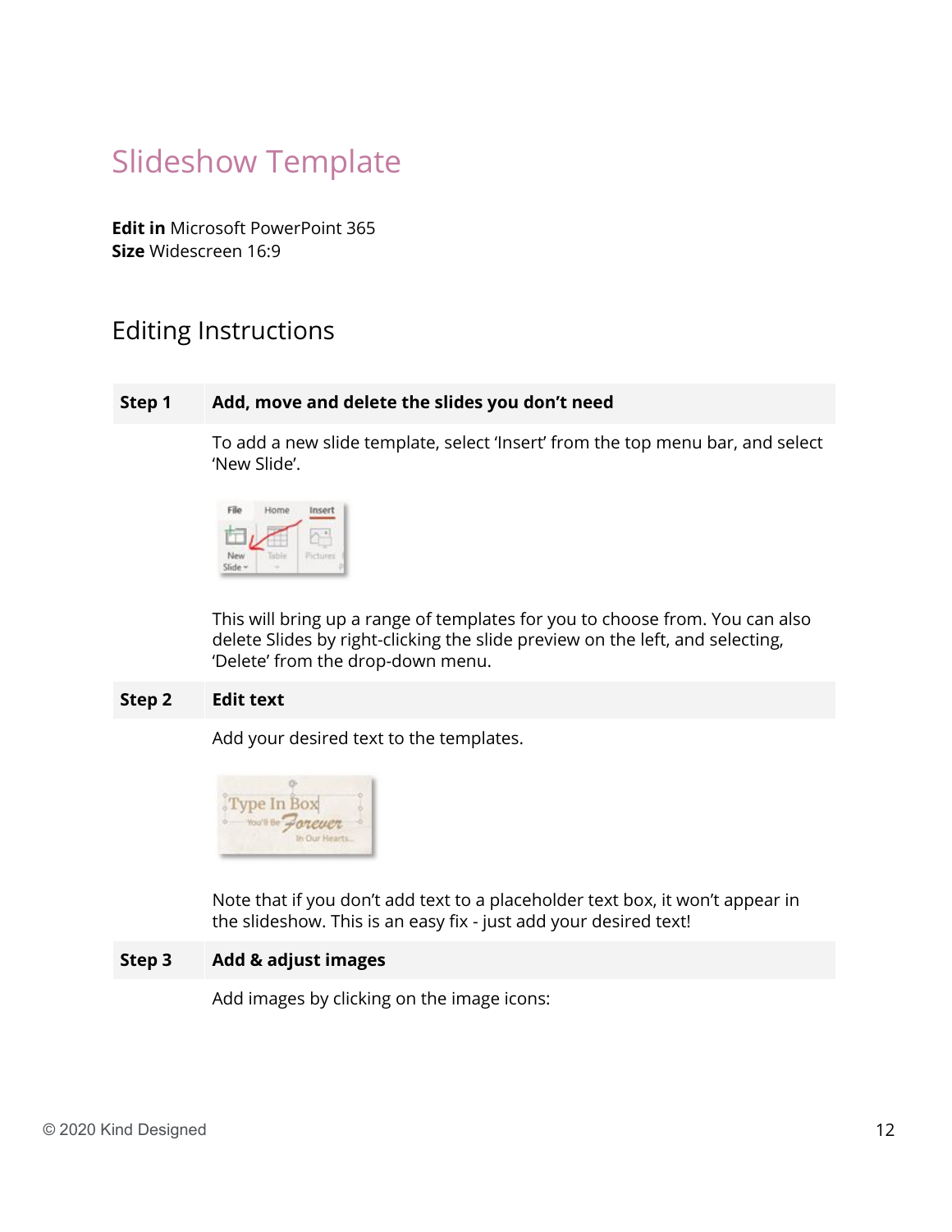# Slideshow Template

**Edit in** Microsoft PowerPoint 365
**Size** Widescreen 16:9

## Editing Instructions

| Step 1 | Add, move and delete the slides you don't need |
|---|---|
| | To add a new slide template, select 'Insert' from the top menu bar, and select 'New Slide'. |
| | This will bring up a range of templates for you to choose from. You can also delete Slides by right-clicking the slide preview on the left, and selecting, 'Delete' from the drop-down menu. |
| **Step 2** | **Edit text** |
| | Add your desired text to the templates. |
| | Note that if you don't add text to a placeholder text box, it won't appear in the slideshow. This is an easy fix - just add your desired text! |
| **Step 3** | **Add & adjust images** |
| | Add images by clicking on the image icons: |

© 2020 Kind Designed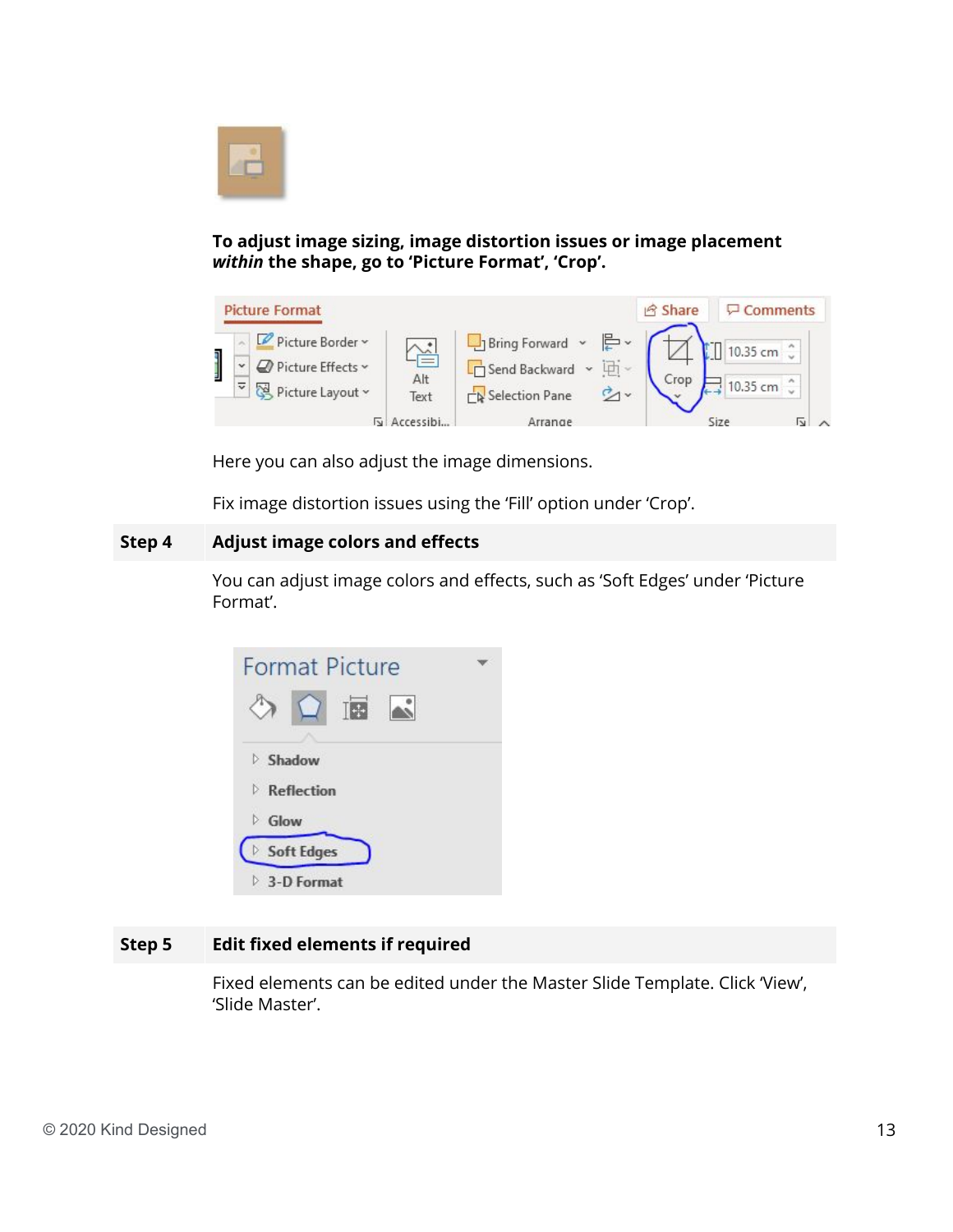**To adjust image sizing, image distortion issues or image placement *within* the shape, go to 'Picture Format', 'Crop'.**

Here you can also adjust the image dimensions.

Fix image distortion issues using the 'Fill' option under 'Crop'.

| **Step 4** | **Adjust image colors and effects** |
|---|---|

You can adjust image colors and effects, such as 'Soft Edges' under 'Picture Format'.

| **Step 5** | **Edit fixed elements if required** |
|---|---|

Fixed elements can be edited under the Master Slide Template. Click 'View', 'Slide Master'.

© 2020 Kind Designed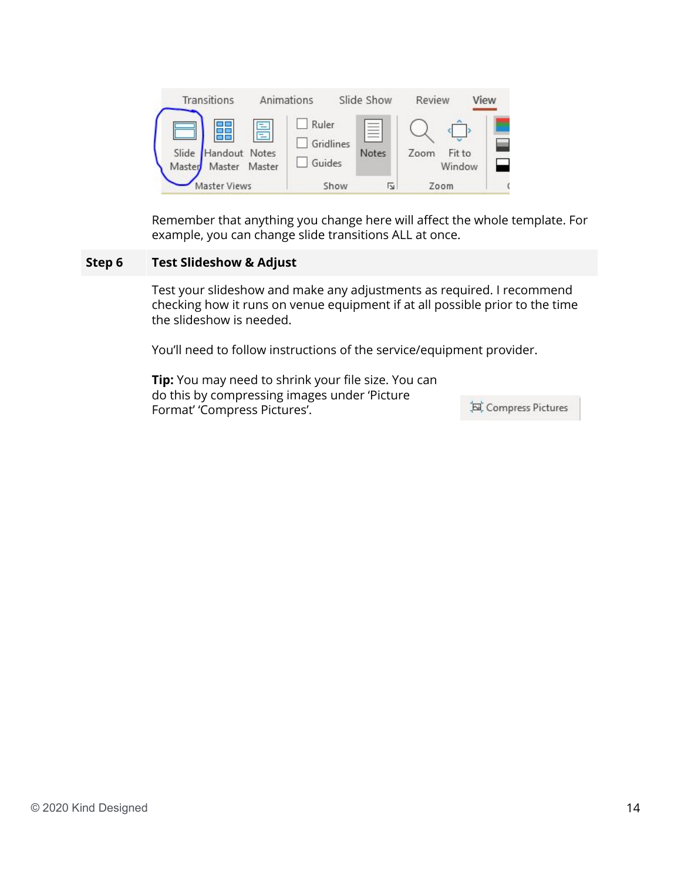Remember that anything you change here will affect the whole template. For example, you can change slide transitions ALL at once.

**Step 6** **Test Slideshow & Adjust**

Test your slideshow and make any adjustments as required. I recommend checking how it runs on venue equipment if at all possible prior to the time the slideshow is needed.

You'll need to follow instructions of the service/equipment provider.

**Tip:** You may need to shrink your file size. You can do this by compressing images under 'Picture Format' 'Compress Pictures'.

© 2020 Kind Designed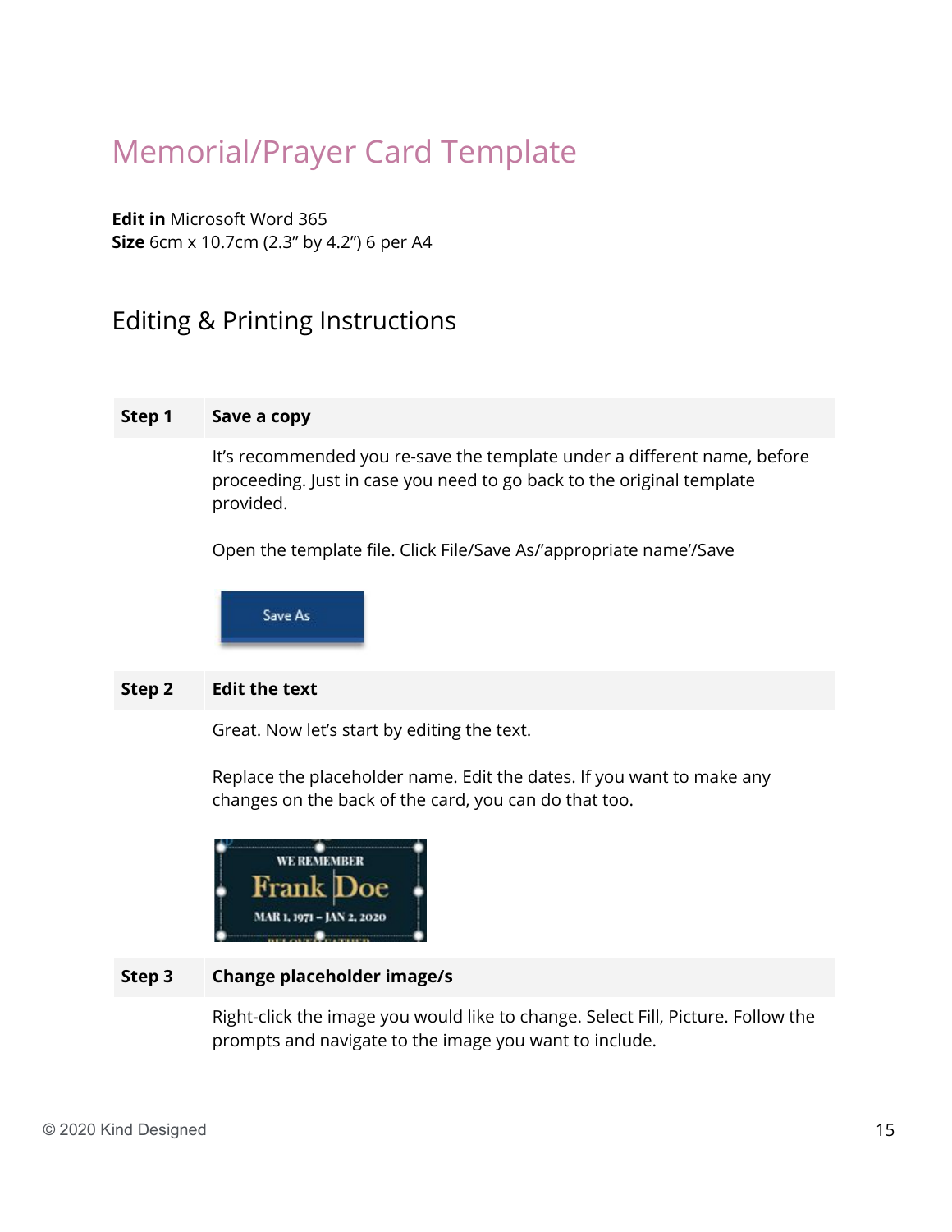# Memorial/Prayer Card Template

**Edit in** Microsoft Word 365
**Size** 6cm x 10.7cm (2.3” by 4.2”) 6 per A4

## Editing & Printing Instructions

| **Step 1** | **Save a copy** |
|---|---|
| | It’s recommended you re-save the template under a different name, before proceeding. Just in case you need to go back to the original template provided.<br><br>Open the template file. Click File/Save As/’appropriate name’/Save |
| **Step 2** | **Edit the text** |
| | Great. Now let’s start by editing the text.<br><br>Replace the placeholder name. Edit the dates. If you want to make any changes on the back of the card, you can do that too. |
| **Step 3** | **Change placeholder image/s** |
| | Right-click the image you would like to change. Select Fill, Picture. Follow the prompts and navigate to the image you want to include. |

© 2020 Kind Designed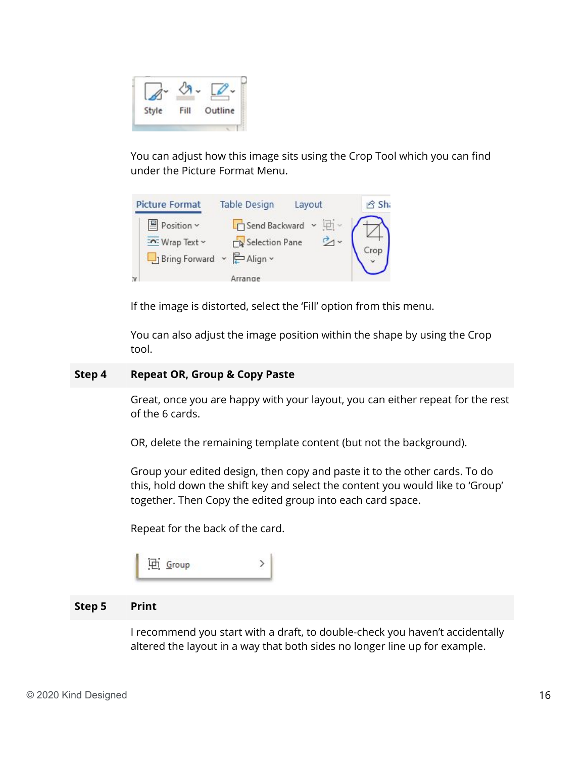You can adjust how this image sits using the Crop Tool which you can find under the Picture Format Menu.

If the image is distorted, select the 'Fill' option from this menu.

You can also adjust the image position within the shape by using the Crop tool.

| Step 4 | Repeat OR, Group & Copy Paste |
|---|---|

Great, once you are happy with your layout, you can either repeat for the rest of the 6 cards.

OR, delete the remaining template content (but not the background).

Group your edited design, then copy and paste it to the other cards. To do this, hold down the shift key and select the content you would like to 'Group' together. Then Copy the edited group into each card space.

Repeat for the back of the card.

| Step 5 | Print |
|---|---|

I recommend you start with a draft, to double-check you haven't accidentally altered the layout in a way that both sides no longer line up for example.

© 2020 Kind Designed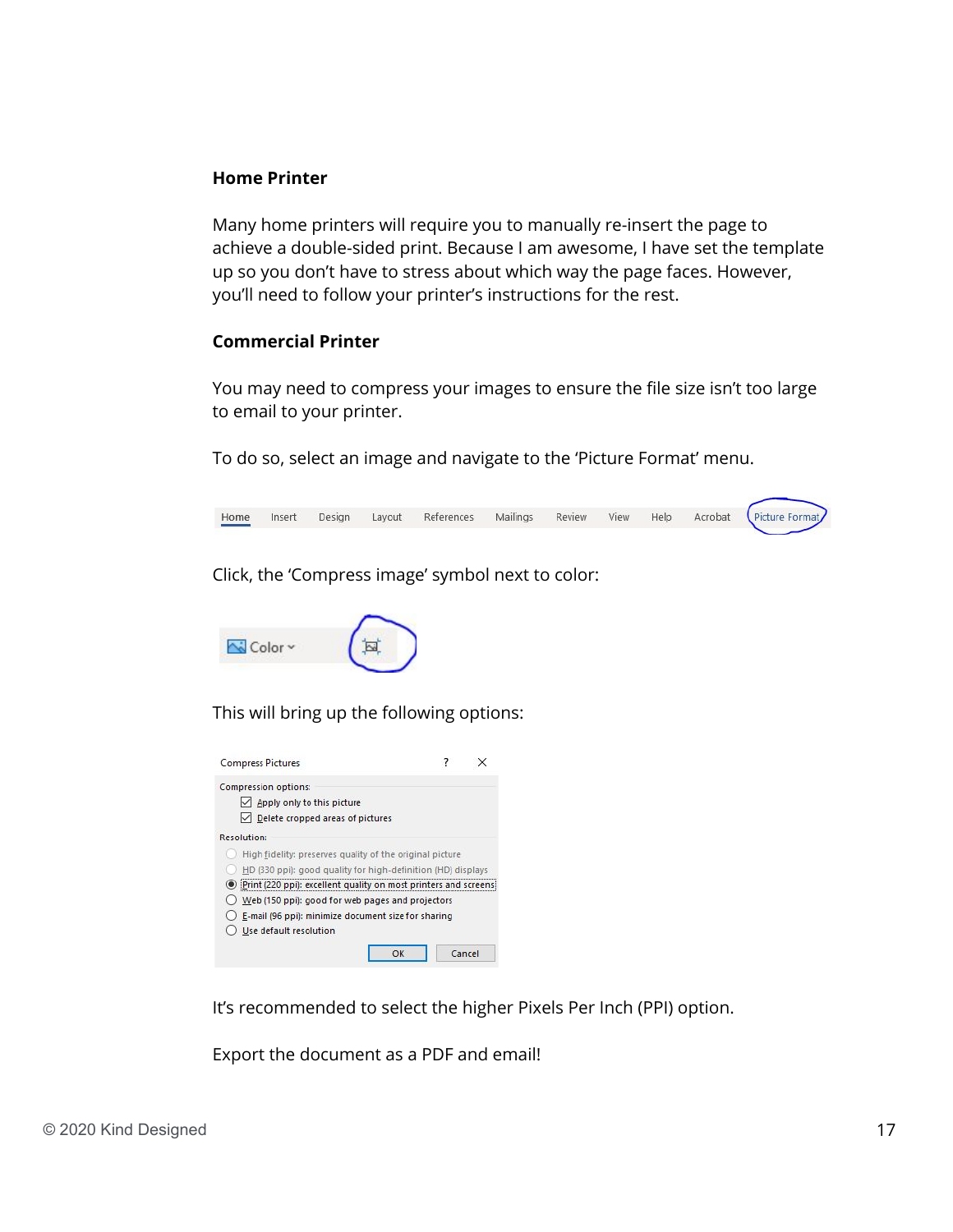### Home Printer

Many home printers will require you to manually re-insert the page to achieve a double-sided print. Because I am awesome, I have set the template up so you don't have to stress about which way the page faces. However, you'll need to follow your printer's instructions for the rest.

### Commercial Printer

You may need to compress your images to ensure the file size isn't too large to email to your printer.

To do so, select an image and navigate to the 'Picture Format' menu.

Home Insert Design Layout References Mailings Review View Help Acrobat Picture Format

Click, the 'Compress image' symbol next to color:

Color

This will bring up the following options:

Compress Pictures

Compression options:
- [x] Apply only to this picture
- [x] Delete cropped areas of pictures

Resolution:
- High fidelity: preserves quality of the original picture
- HD (330 ppi): good quality for high-definition (HD) displays
- (•) Print (220 ppi): excellent quality on most printers and screens
- Web (150 ppi): good for web pages and projectors
- E-mail (96 ppi): minimize document size for sharing
- Use default resolution

OK Cancel

It's recommended to select the higher Pixels Per Inch (PPI) option.

Export the document as a PDF and email!

© 2020 Kind Designed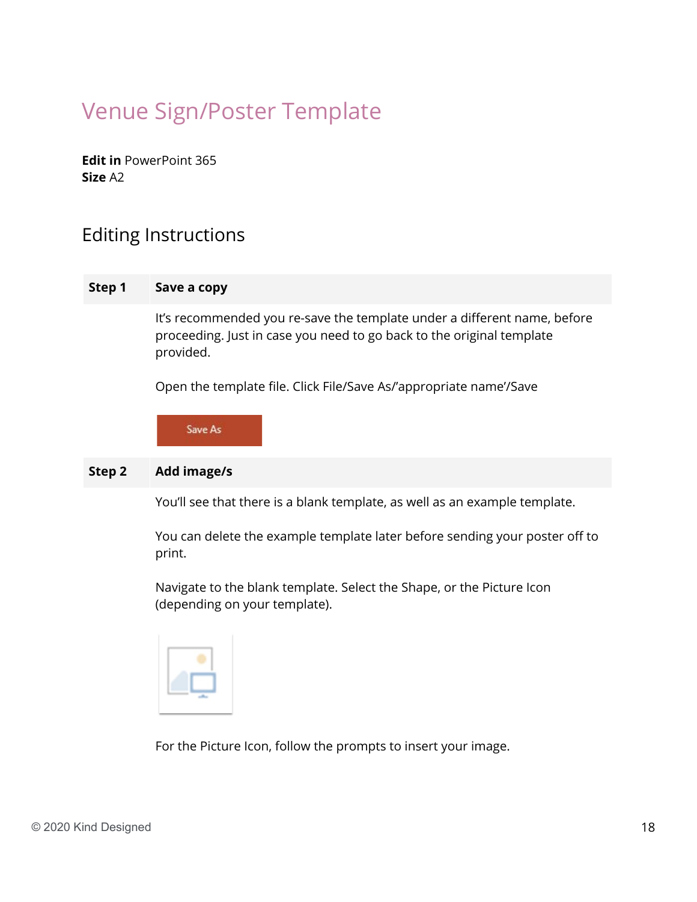# Venue Sign/Poster Template

**Edit in** PowerPoint 365
**Size** A2

## Editing Instructions

| **Step 1** | **Save a copy** |
|---|---|
| | It's recommended you re-save the template under a different name, before proceeding. Just in case you need to go back to the original template provided.<br><br>Open the template file. Click File/Save As/'appropriate name'/Save<br><br>Save As |
| **Step 2** | **Add image/s** |
| | You'll see that there is a blank template, as well as an example template.<br><br>You can delete the example template later before sending your poster off to print.<br><br>Navigate to the blank template. Select the Shape, or the Picture Icon (depending on your template).<br><br>For the Picture Icon, follow the prompts to insert your image. |

© 2020 Kind Designed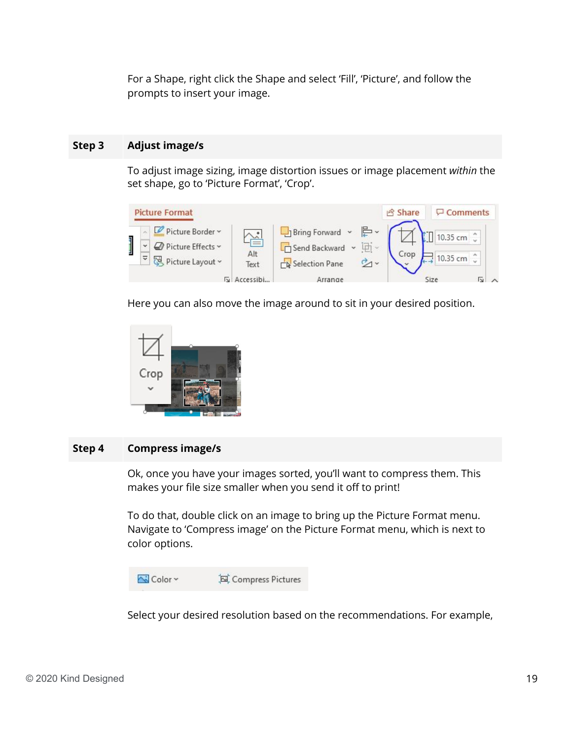For a Shape, right click the Shape and select 'Fill', 'Picture', and follow the prompts to insert your image.

## Step 3 Adjust image/s

To adjust image sizing, image distortion issues or image placement *within* the set shape, go to 'Picture Format', 'Crop'.

Here you can also move the image around to sit in your desired position.

## Step 4 Compress image/s

Ok, once you have your images sorted, you'll want to compress them. This makes your file size smaller when you send it off to print!

To do that, double click on an image to bring up the Picture Format menu. Navigate to 'Compress image' on the Picture Format menu, which is next to color options.

Select your desired resolution based on the recommendations. For example,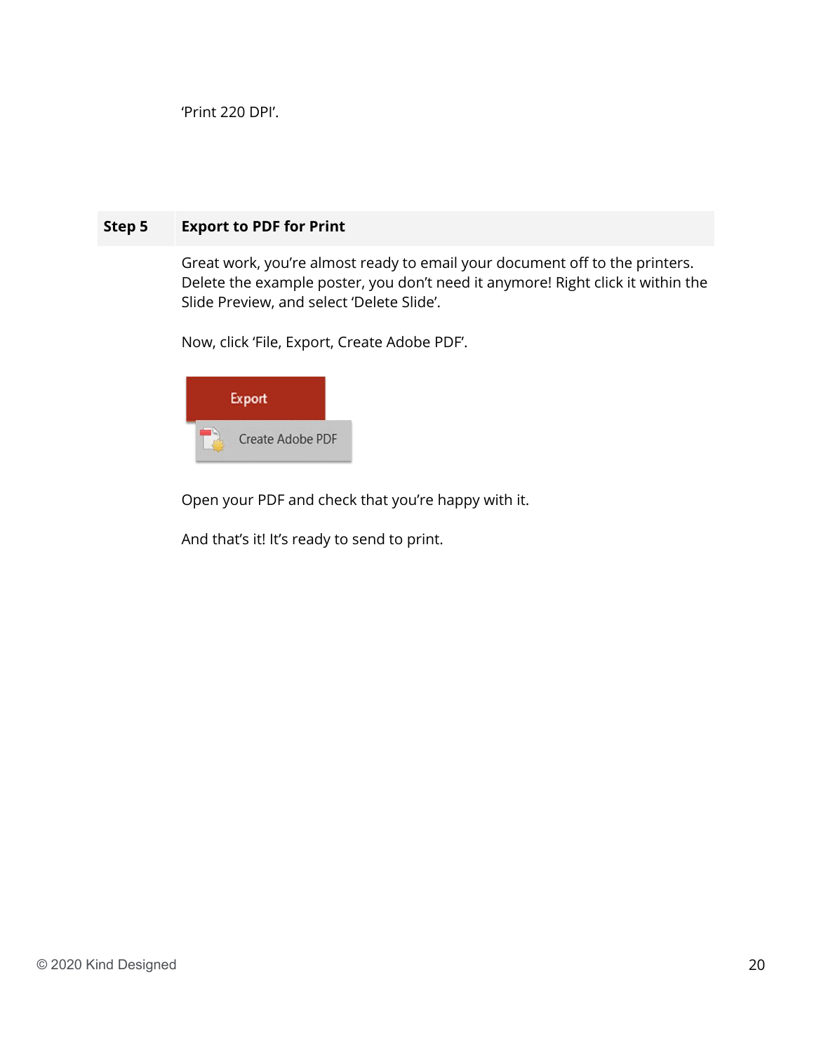'Print 220 DPI'.

| Step 5 | Export to PDF for Print |
| --- | --- |

Great work, you're almost ready to email your document off to the printers. Delete the example poster, you don't need it anymore! Right click it within the Slide Preview, and select 'Delete Slide'.

Now, click 'File, Export, Create Adobe PDF'.

Export

Create Adobe PDF

Open your PDF and check that you're happy with it.

And that's it! It's ready to send to print.

© 2020 Kind Designed